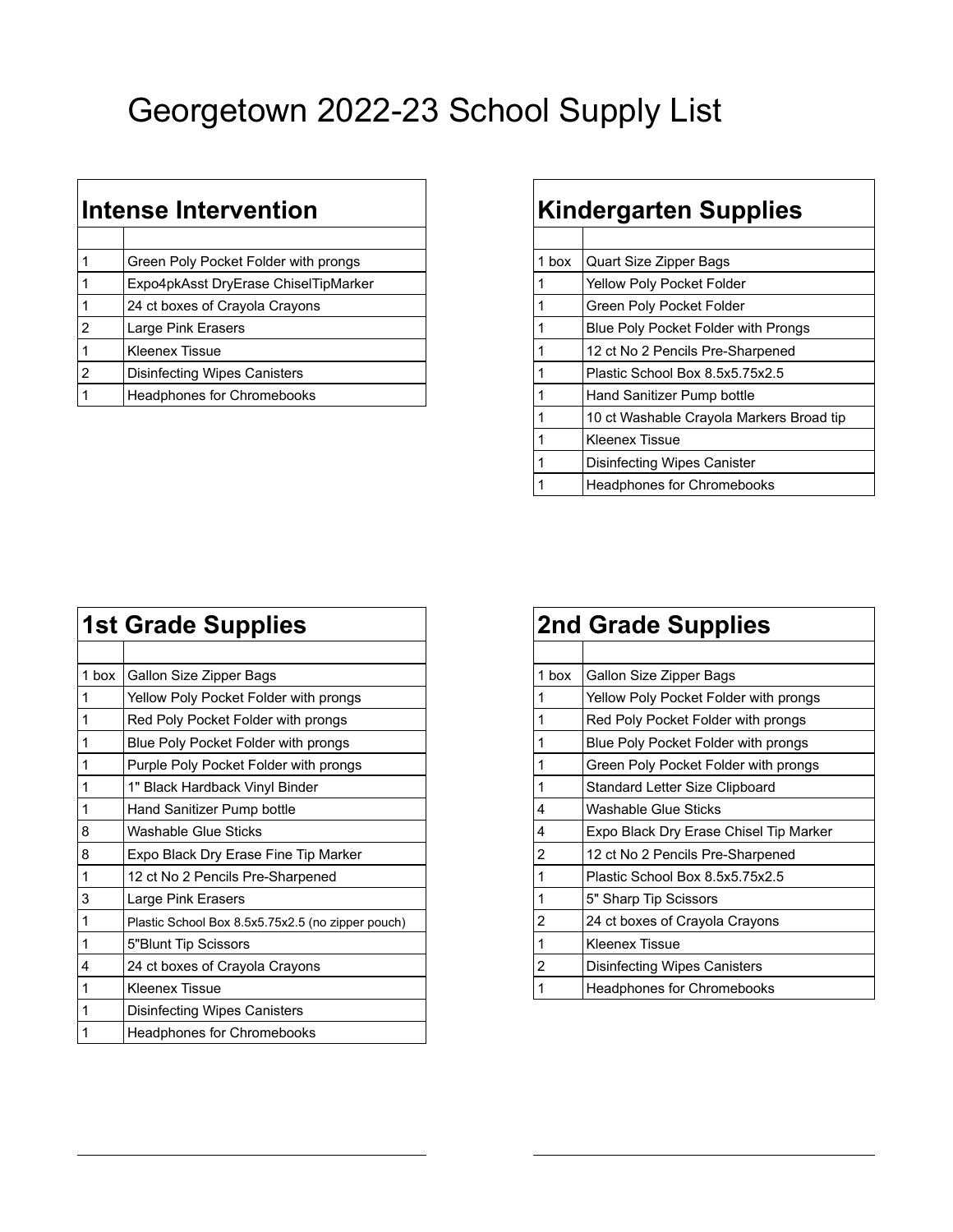# Georgetown 2022-23 School Supply List

## Intense Intervention

| | |
|---|---|
| 1 | Green Poly Pocket Folder with prongs |
| 1 | Expo4pkAsst DryErase ChiselTipMarker |
| 1 | 24 ct boxes of Crayola Crayons |
| 2 | Large Pink Erasers |
| 1 | Kleenex Tissue |
| 2 | Disinfecting Wipes Canisters |
| 1 | Headphones for Chromebooks |

## Kindergarten Supplies

| | |
|---|---|
| 1 box | Quart Size Zipper Bags |
| 1 | Yellow Poly Pocket Folder |
| 1 | Green Poly Pocket Folder |
| 1 | Blue Poly Pocket Folder with Prongs |
| 1 | 12 ct No 2 Pencils Pre-Sharpened |
| 1 | Plastic School Box 8.5x5.75x2.5 |
| 1 | Hand Sanitizer Pump bottle |
| 1 | 10 ct Washable Crayola Markers Broad tip |
| 1 | Kleenex Tissue |
| 1 | Disinfecting Wipes Canister |
| 1 | Headphones for Chromebooks |

## 1st Grade Supplies

| | |
|---|---|
| 1 box | Gallon Size Zipper Bags |
| 1 | Yellow Poly Pocket Folder with prongs |
| 1 | Red Poly Pocket Folder with prongs |
| 1 | Blue Poly Pocket Folder with prongs |
| 1 | Purple Poly Pocket Folder with prongs |
| 1 | 1" Black Hardback Vinyl Binder |
| 1 | Hand Sanitizer Pump bottle |
| 8 | Washable Glue Sticks |
| 8 | Expo Black Dry Erase Fine Tip Marker |
| 1 | 12 ct No 2 Pencils Pre-Sharpened |
| 3 | Large Pink Erasers |
| 1 | Plastic School Box 8.5x5.75x2.5 (no zipper pouch) |
| 1 | 5"Blunt Tip Scissors |
| 4 | 24 ct boxes of Crayola Crayons |
| 1 | Kleenex Tissue |
| 1 | Disinfecting Wipes Canisters |
| 1 | Headphones for Chromebooks |

## 2nd Grade Supplies

| | |
|---|---|
| 1 box | Gallon Size Zipper Bags |
| 1 | Yellow Poly Pocket Folder with prongs |
| 1 | Red Poly Pocket Folder with prongs |
| 1 | Blue Poly Pocket Folder with prongs |
| 1 | Green Poly Pocket Folder with prongs |
| 1 | Standard Letter Size Clipboard |
| 4 | Washable Glue Sticks |
| 4 | Expo Black Dry Erase Chisel Tip Marker |
| 2 | 12 ct No 2 Pencils Pre-Sharpened |
| 1 | Plastic School Box 8.5x5.75x2.5 |
| 1 | 5" Sharp Tip Scissors |
| 2 | 24 ct boxes of Crayola Crayons |
| 1 | Kleenex Tissue |
| 2 | Disinfecting Wipes Canisters |
| 1 | Headphones for Chromebooks |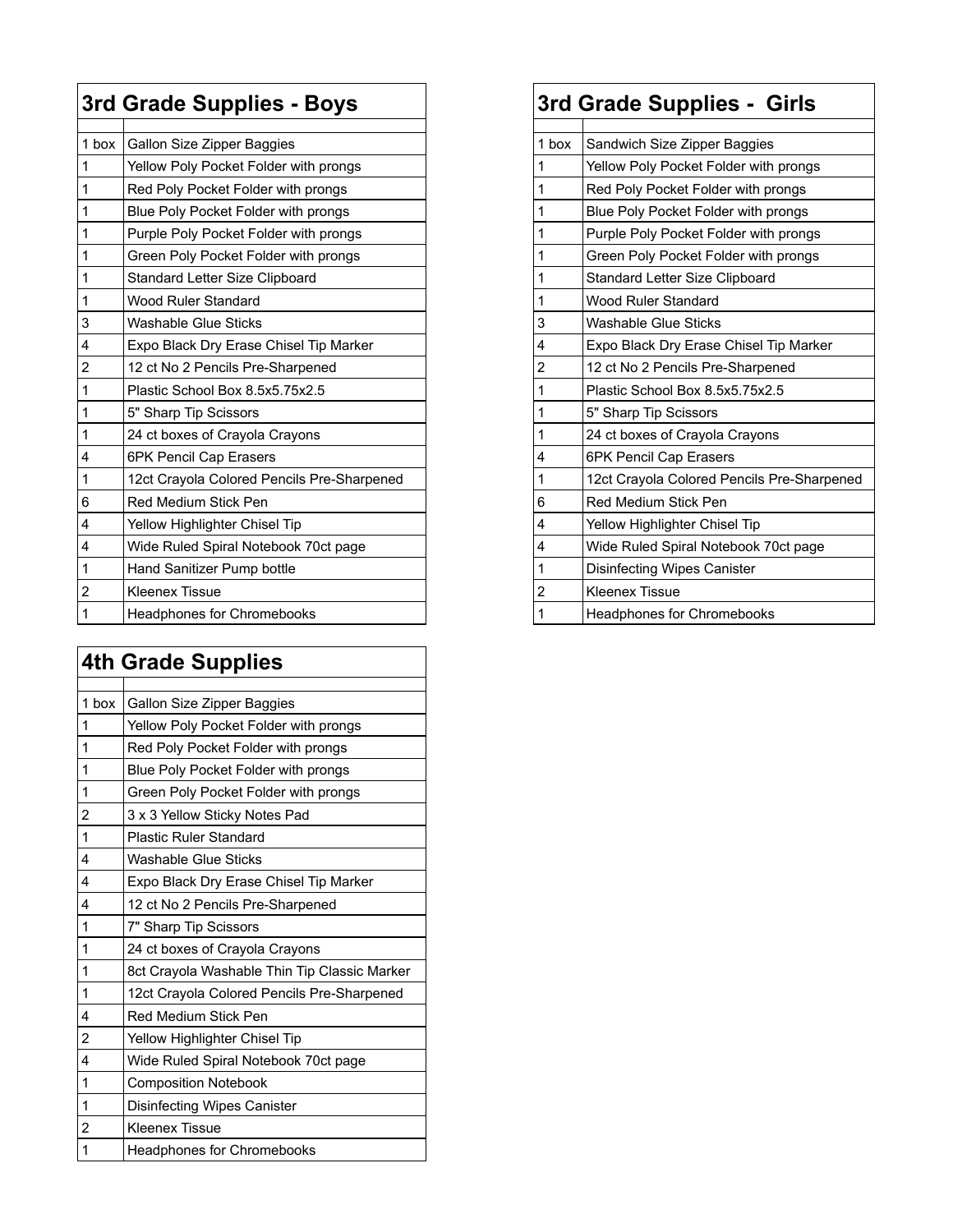## 3rd Grade Supplies - Boys

| | |
|---|---|
| 1 box | Gallon Size Zipper Baggies |
| 1 | Yellow Poly Pocket Folder with prongs |
| 1 | Red Poly Pocket Folder with prongs |
| 1 | Blue Poly Pocket Folder with prongs |
| 1 | Purple Poly Pocket Folder with prongs |
| 1 | Green Poly Pocket Folder with prongs |
| 1 | Standard Letter Size Clipboard |
| 1 | Wood Ruler Standard |
| 3 | Washable Glue Sticks |
| 4 | Expo Black Dry Erase Chisel Tip Marker |
| 2 | 12 ct No 2 Pencils Pre-Sharpened |
| 1 | Plastic School Box 8.5x5.75x2.5 |
| 1 | 5" Sharp Tip Scissors |
| 1 | 24 ct boxes of Crayola Crayons |
| 4 | 6PK Pencil Cap Erasers |
| 1 | 12ct Crayola Colored Pencils Pre-Sharpened |
| 6 | Red Medium Stick Pen |
| 4 | Yellow Highlighter Chisel Tip |
| 4 | Wide Ruled Spiral Notebook 70ct page |
| 1 | Hand Sanitizer Pump bottle |
| 2 | Kleenex Tissue |
| 1 | Headphones for Chromebooks |

## 3rd Grade Supplies - Girls

| | |
|---|---|
| 1 box | Sandwich Size Zipper Baggies |
| 1 | Yellow Poly Pocket Folder with prongs |
| 1 | Red Poly Pocket Folder with prongs |
| 1 | Blue Poly Pocket Folder with prongs |
| 1 | Purple Poly Pocket Folder with prongs |
| 1 | Green Poly Pocket Folder with prongs |
| 1 | Standard Letter Size Clipboard |
| 1 | Wood Ruler Standard |
| 3 | Washable Glue Sticks |
| 4 | Expo Black Dry Erase Chisel Tip Marker |
| 2 | 12 ct No 2 Pencils Pre-Sharpened |
| 1 | Plastic School Box 8.5x5.75x2.5 |
| 1 | 5" Sharp Tip Scissors |
| 1 | 24 ct boxes of Crayola Crayons |
| 4 | 6PK Pencil Cap Erasers |
| 1 | 12ct Crayola Colored Pencils Pre-Sharpened |
| 6 | Red Medium Stick Pen |
| 4 | Yellow Highlighter Chisel Tip |
| 4 | Wide Ruled Spiral Notebook 70ct page |
| 1 | Disinfecting Wipes Canister |
| 2 | Kleenex Tissue |
| 1 | Headphones for Chromebooks |

## 4th Grade Supplies

| | |
|---|---|
| 1 box | Gallon Size Zipper Baggies |
| 1 | Yellow Poly Pocket Folder with prongs |
| 1 | Red Poly Pocket Folder with prongs |
| 1 | Blue Poly Pocket Folder with prongs |
| 1 | Green Poly Pocket Folder with prongs |
| 2 | 3 x 3 Yellow Sticky Notes Pad |
| 1 | Plastic Ruler Standard |
| 4 | Washable Glue Sticks |
| 4 | Expo Black Dry Erase Chisel Tip Marker |
| 4 | 12 ct No 2 Pencils Pre-Sharpened |
| 1 | 7" Sharp Tip Scissors |
| 1 | 24 ct boxes of Crayola Crayons |
| 1 | 8ct Crayola Washable Thin Tip Classic Marker |
| 1 | 12ct Crayola Colored Pencils Pre-Sharpened |
| 4 | Red Medium Stick Pen |
| 2 | Yellow Highlighter Chisel Tip |
| 4 | Wide Ruled Spiral Notebook 70ct page |
| 1 | Composition Notebook |
| 1 | Disinfecting Wipes Canister |
| 2 | Kleenex Tissue |
| 1 | Headphones for Chromebooks |